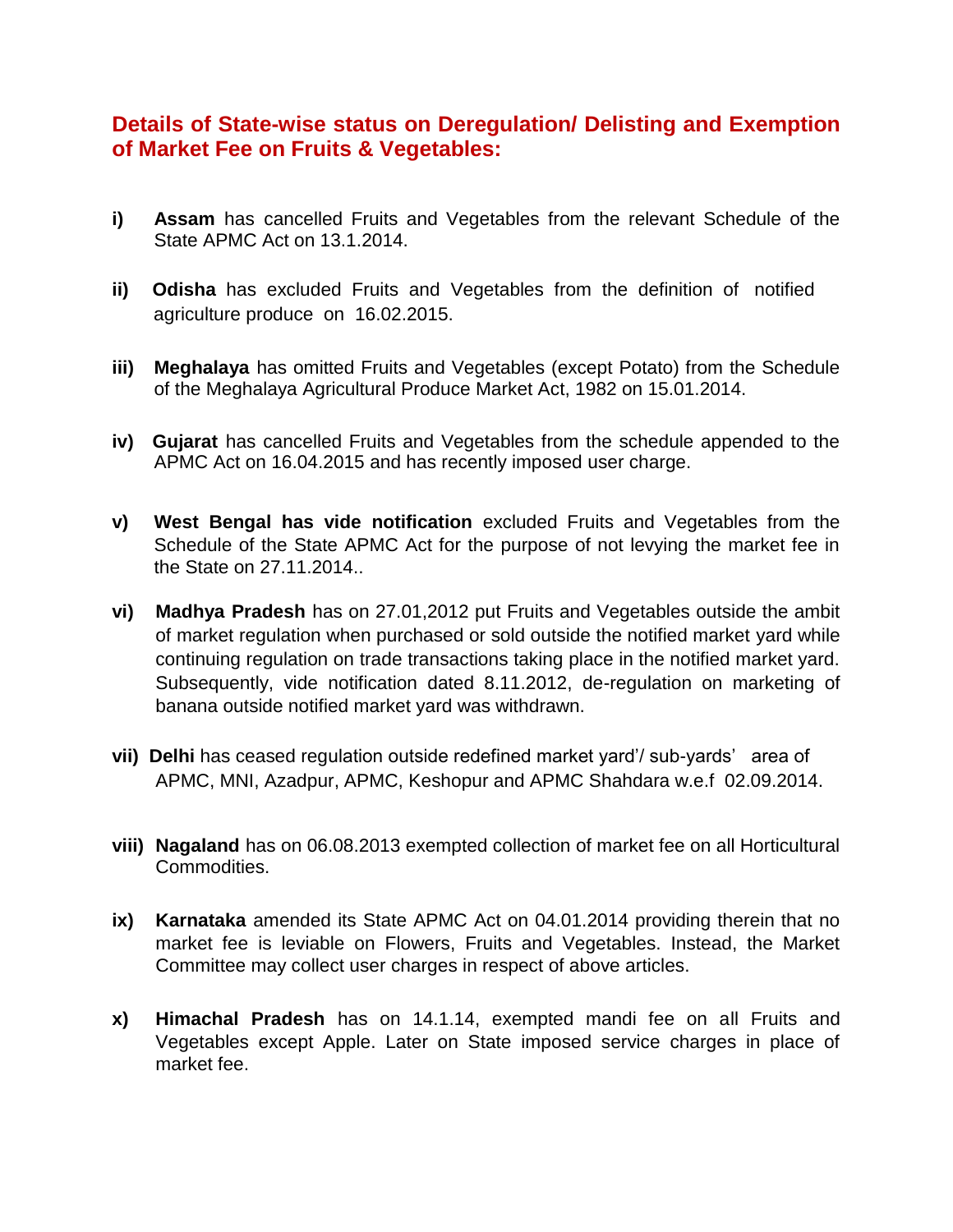## Details of State-wise status on Deregulation/ Delisting and Exemption of Market Fee on Fruits & Vegetables:

**i)** **Assam** has cancelled Fruits and Vegetables from the relevant Schedule of the State APMC Act on 13.1.2014.

**ii)** **Odisha** has excluded Fruits and Vegetables from the definition of notified agriculture produce on 16.02.2015.

**iii)** **Meghalaya** has omitted Fruits and Vegetables (except Potato) from the Schedule of the Meghalaya Agricultural Produce Market Act, 1982 on 15.01.2014.

**iv)** **Gujarat** has cancelled Fruits and Vegetables from the schedule appended to the APMC Act on 16.04.2015 and has recently imposed user charge.

**v)** **West Bengal has vide notification** excluded Fruits and Vegetables from the Schedule of the State APMC Act for the purpose of not levying the market fee in the State on 27.11.2014..

**vi)** **Madhya Pradesh** has on 27.01,2012 put Fruits and Vegetables outside the ambit of market regulation when purchased or sold outside the notified market yard while continuing regulation on trade transactions taking place in the notified market yard. Subsequently, vide notification dated 8.11.2012, de-regulation on marketing of banana outside notified market yard was withdrawn.

**vii)** **Delhi** has ceased regulation outside redefined market yard'/ sub-yards' area of APMC, MNI, Azadpur, APMC, Keshopur and APMC Shahdara w.e.f 02.09.2014.

**viii)** **Nagaland** has on 06.08.2013 exempted collection of market fee on all Horticultural Commodities.

**ix)** **Karnataka** amended its State APMC Act on 04.01.2014 providing therein that no market fee is leviable on Flowers, Fruits and Vegetables. Instead, the Market Committee may collect user charges in respect of above articles.

**x)** **Himachal Pradesh** has on 14.1.14, exempted mandi fee on all Fruits and Vegetables except Apple. Later on State imposed service charges in place of market fee.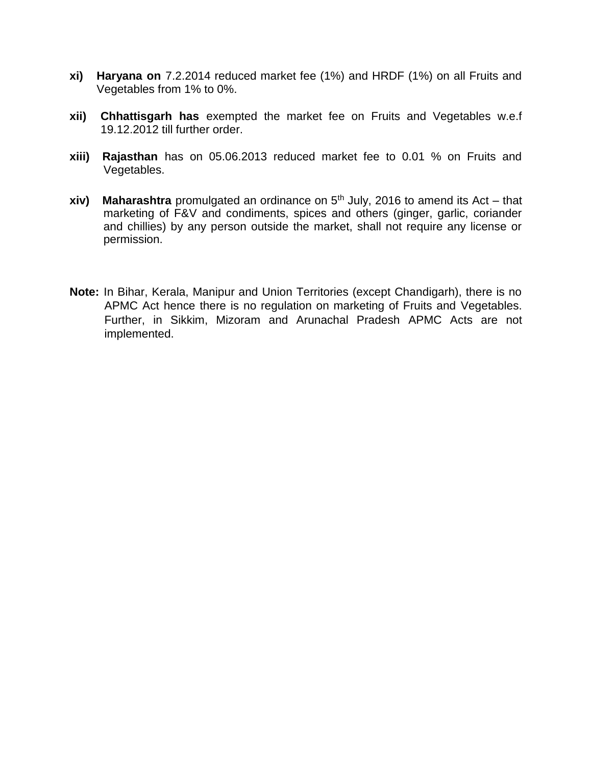**xi) Haryana on** 7.2.2014 reduced market fee (1%) and HRDF (1%) on all Fruits and Vegetables from 1% to 0%.

**xii) Chhattisgarh has** exempted the market fee on Fruits and Vegetables w.e.f 19.12.2012 till further order.

**xiii) Rajasthan** has on 05.06.2013 reduced market fee to 0.01 % on Fruits and Vegetables.

**xiv) Maharashtra** promulgated an ordinance on 5th July, 2016 to amend its Act – that marketing of F&V and condiments, spices and others (ginger, garlic, coriander and chillies) by any person outside the market, shall not require any license or permission.

**Note:** In Bihar, Kerala, Manipur and Union Territories (except Chandigarh), there is no APMC Act hence there is no regulation on marketing of Fruits and Vegetables. Further, in Sikkim, Mizoram and Arunachal Pradesh APMC Acts are not implemented.